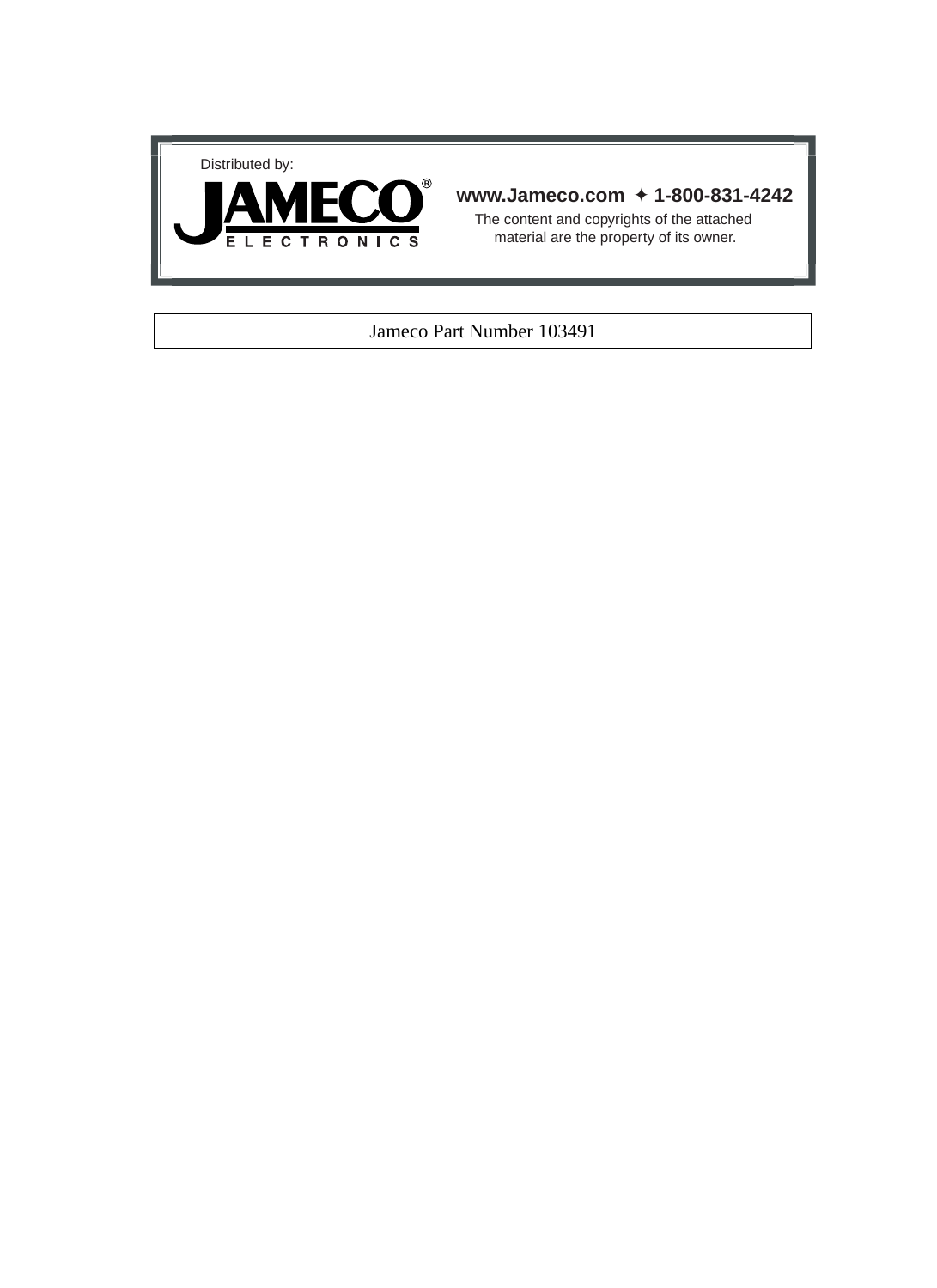Distributed by:

**JAMECO®**
**ELECTRONICS**

**www.Jameco.com ✦ 1-800-831-4242**

The content and copyrights of the attached material are the property of its owner.

Jameco Part Number 103491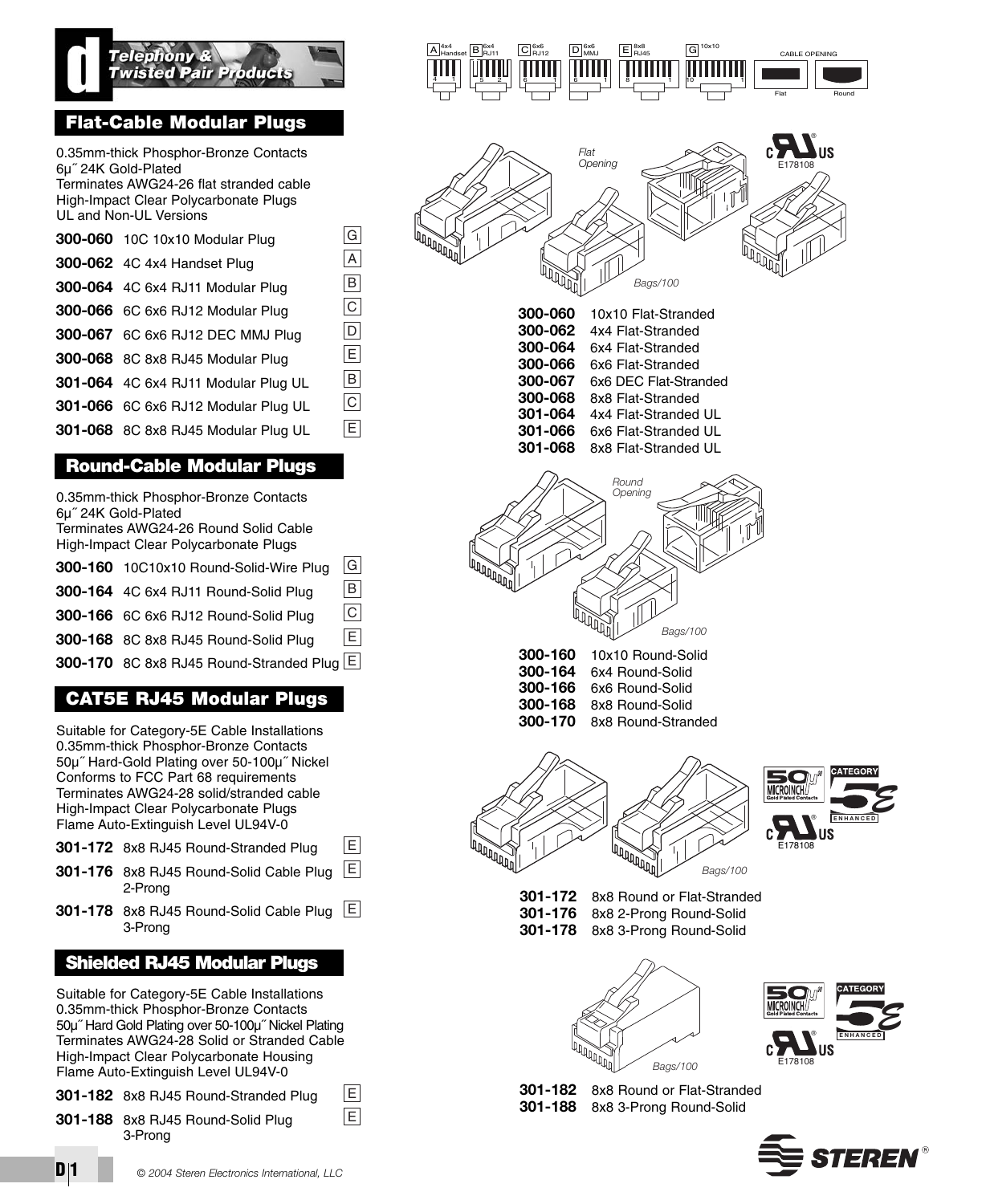# d Telephony & Twisted Pair Products

## Flat-Cable Modular Plugs

0.35mm-thick Phosphor-Bronze Contacts
6µ˝ 24K Gold-Plated
Terminates AWG24-26 flat stranded cable
High-Impact Clear Polycarbonate Plugs
UL and Non-UL Versions

| | | |
|---|---|---|
| **300-060** | 10C 10x10 Modular Plug | G |
| **300-062** | 4C 4x4 Handset Plug | A |
| **300-064** | 4C 6x4 RJ11 Modular Plug | B |
| **300-066** | 6C 6x6 RJ12 Modular Plug | C |
| **300-067** | 6C 6x6 RJ12 DEC MMJ Plug | D |
| **300-068** | 8C 8x8 RJ45 Modular Plug | E |
| **301-064** | 4C 6x4 RJ11 Modular Plug UL | B |
| **301-066** | 6C 6x6 RJ12 Modular Plug UL | C |
| **301-068** | 8C 8x8 RJ45 Modular Plug UL | E |

## Round-Cable Modular Plugs

0.35mm-thick Phosphor-Bronze Contacts
6µ˝ 24K Gold-Plated
Terminates AWG24-26 Round Solid Cable
High-Impact Clear Polycarbonate Plugs

| | | |
|---|---|---|
| **300-160** | 10C10x10 Round-Solid-Wire Plug | G |
| **300-164** | 4C 6x4 RJ11 Round-Solid Plug | B |
| **300-166** | 6C 6x6 RJ12 Round-Solid Plug | C |
| **300-168** | 8C 8x8 RJ45 Round-Solid Plug | E |
| **300-170** | 8C 8x8 RJ45 Round-Stranded Plug | E |

## CAT5E RJ45 Modular Plugs

Suitable for Category-5E Cable Installations
0.35mm-thick Phosphor-Bronze Contacts
50µ˝ Hard-Gold Plating over 50-100µ˝ Nickel
Conforms to FCC Part 68 requirements
Terminates AWG24-28 solid/stranded cable
High-Impact Clear Polycarbonate Plugs
Flame Auto-Extinguish Level UL94V-0

| | | |
|---|---|---|
| **301-172** | 8x8 RJ45 Round-Stranded Plug | E |
| **301-176** | 8x8 RJ45 Round-Solid Cable Plug 2-Prong | E |
| **301-178** | 8x8 RJ45 Round-Solid Cable Plug 3-Prong | E |

## Shielded RJ45 Modular Plugs

Suitable for Category-5E Cable Installations
0.35mm-thick Phosphor-Bronze Contacts
50µ˝ Hard Gold Plating over 50-100µ˝ Nickel Plating
Terminates AWG24-28 Solid or Stranded Cable
High-Impact Clear Polycarbonate Housing
Flame Auto-Extinguish Level UL94V-0

| | | |
|---|---|---|
| **301-182** | 8x8 RJ45 Round-Stranded Plug | E |
| **301-188** | 8x8 RJ45 Round-Solid Plug 3-Prong | E |

A 4x4 Handset
B 6x4 RJ11
C 6x6 RJ12
D 6x6 MMJ
E 8x8 RJ45
G 10x10

CABLE OPENING
Flat
Round

Flat Opening

E178108

Bags/100

| | |
|---|---|
| **300-060** | 10x10 Flat-Stranded |
| **300-062** | 4x4 Flat-Stranded |
| **300-064** | 6x4 Flat-Stranded |
| **300-066** | 6x6 Flat-Stranded |
| **300-067** | 6x6 DEC Flat-Stranded |
| **300-068** | 8x8 Flat-Stranded |
| **301-064** | 4x4 Flat-Stranded UL |
| **301-066** | 6x6 Flat-Stranded UL |
| **301-068** | 8x8 Flat-Stranded UL |

Round Opening

Bags/100

| | |
|---|---|
| **300-160** | 10x10 Round-Solid |
| **300-164** | 6x4 Round-Solid |
| **300-166** | 6x6 Round-Solid |
| **300-168** | 8x8 Round-Solid |
| **300-170** | 8x8 Round-Stranded |

50 MICROINCH Gold Plated Contacts
CATEGORY 5E ENHANCED
E178108

Bags/100

| | |
|---|---|
| **301-172** | 8x8 Round or Flat-Stranded |
| **301-176** | 8x8 2-Prong Round-Solid |
| **301-178** | 8x8 3-Prong Round-Solid |

50 MICROINCH Gold Plated Contacts
CATEGORY 5E ENHANCED
E178108

Bags/100

| | |
|---|---|
| **301-182** | 8x8 Round or Flat-Stranded |
| **301-188** | 8x8 3-Prong Round-Solid |

© 2004 Steren Electronics International, LLC

STEREN®